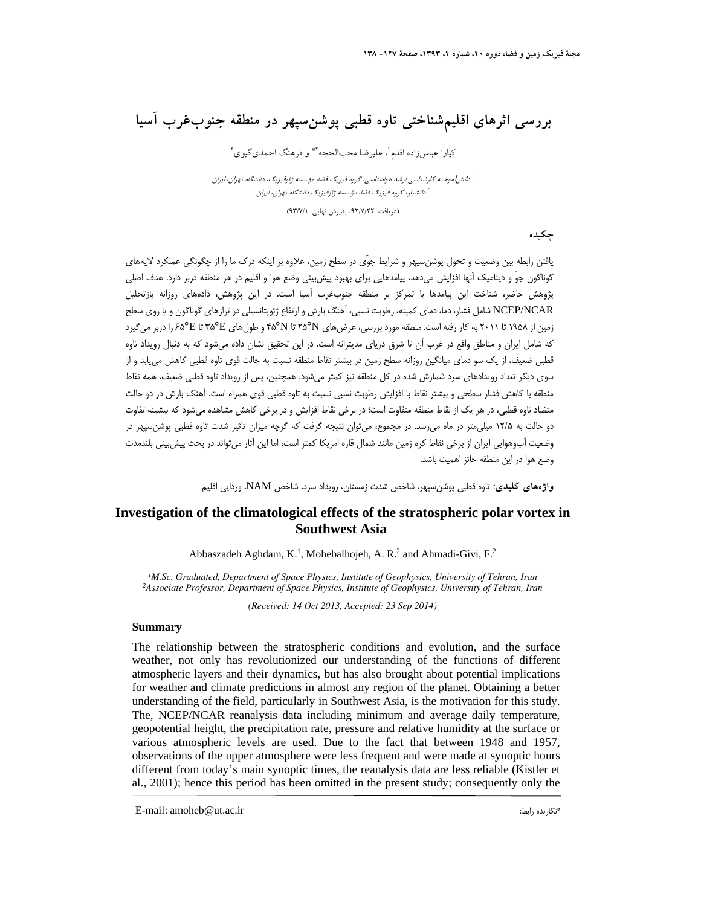# بررسی اثرهای اقلیم‌شناختی تاوه قطبی پوشن‌سپهر در منطقه جنوب‌غرب آسیا

کیارا عباس‌زاده اقدم[۱]، علیرضا محب‌الحجه[۲]* و فرهنگ احمدی‌گیوی[۲]

[۱] دانش‌آموخته کارشناسی ارشد هواشناسی، گروه فیزیک فضا، مؤسسه ژئوفیزیک، دانشگاه تهران، ایران
[۲] دانشیار، گروه فیزیک فضا، مؤسسه ژئوفیزیک دانشگاه تهران، ایران

(دریافت: ۹۲/۷/۲۲، پذیرش نهایی: ۹۳/۷/۱)

## چکیده

یافتن رابطه بین وضعیت و تحول پوشن‌سپهر و شرایط جوّی در سطح زمین، علاوه بر اینکه درک ما را از چگونگی عملکرد لایه‌های گوناگون جوّ و دینامیک آنها افزایش می‌دهد، پیامدهایی برای بهبود پیش‌بینی وضع هوا و اقلیم در هر منطقه دربر دارد. هدف اصلی پژوهش حاضر، شناخت این پیامدها با تمرکز بر منطقه جنوب‌غرب آسیا است. در این پژوهش، داده‌های روزانه بازتحلیل NCEP/NCAR شامل فشار، دما، دمای کمینه، رطوبت نسبی، آهنگ بارش و ارتفاع ژئوپتانسیلی در ترازهای گوناگون و یا روی سطح زمین از ۱۹۵۸ تا ۲۰۱۱ به کار رفته است. منطقه مورد بررسی، عرض‌های ۲۵°N تا ۴۵°N و طول‌های ۳۵°E تا ۶۵°E را دربر می‌گیرد که شامل ایران و مناطق واقع در غرب آن تا شرق دریای مدیترانه است. در این تحقیق نشان داده می‌شود که به دنبال رویداد تاوه قطبی ضعیف، از یک سو دمای میانگین روزانه سطح زمین در بیشتر نقاط منطقه نسبت به حالت قوی تاوه قطبی کاهش می‌یابد و از سوی دیگر تعداد رویدادهای سرد شمارش شده در کل منطقه نیز کمتر می‌شود. همچنین، پس از رویداد تاوه قطبی ضعیف، همه نقاط منطقه با کاهش فشار سطحی و بیشتر نقاط با افزایش رطوبت نسبی نسبت به تاوه قطبی قوی همراه است. آهنگ بارش در دو حالت متضاد تاوه قطبی، در هر یک از نقاط منطقه متفاوت است؛ در برخی نقاط افزایش و در برخی کاهش مشاهده می‌شود که بیشینه تفاوت دو حالت به ۱۲/۵ میلی‌متر در ماه می‌رسد. در مجموع، می‌توان نتیجه گرفت که گرچه میزان تاثیر شدت تاوه قطبی پوشن‌سپهر در وضعیت آب‌وهوایی ایران از برخی نقاط کره زمین مانند شمال قاره امریکا کمتر است، اما این آثار می‌تواند در بحث پیش‌بینی بلندمدت وضع هوا در این منطقه حائز اهمیت باشد.

**واژه‌های کلیدی:** تاوه قطبی پوشن‌سپهر، شاخص شدت زمستان، رویداد سرد، شاخص NAM، وردایی اقلیم

# Investigation of the climatological effects of the stratospheric polar vortex in Southwest Asia

Abbaszadeh Aghdam, K.[1], Mohebalhojeh, A. R.[2] and Ahmadi-Givi, F.[2]

*[1]M.Sc. Graduated, Department of Space Physics, Institute of Geophysics, University of Tehran, Iran*
*[2]Associate Professor, Department of Space Physics, Institute of Geophysics, University of Tehran, Iran*

*(Received: 14 Oct 2013, Accepted: 23 Sep 2014)*

## Summary

The relationship between the stratospheric conditions and evolution, and the surface weather, not only has revolutionized our understanding of the functions of different atmospheric layers and their dynamics, but has also brought about potential implications for weather and climate predictions in almost any region of the planet. Obtaining a better understanding of the field, particularly in Southwest Asia, is the motivation for this study. The, NCEP/NCAR reanalysis data including minimum and average daily temperature, geopotential height, the precipitation rate, pressure and relative humidity at the surface or various atmospheric levels are used. Due to the fact that between 1948 and 1957, observations of the upper atmosphere were less frequent and were made at synoptic hours different from today's main synoptic times, the reanalysis data are less reliable (Kistler et al., 2001); hence this period has been omitted in the present study; consequently only the

*نگارنده رابط: E-mail: amoheb@ut.ac.ir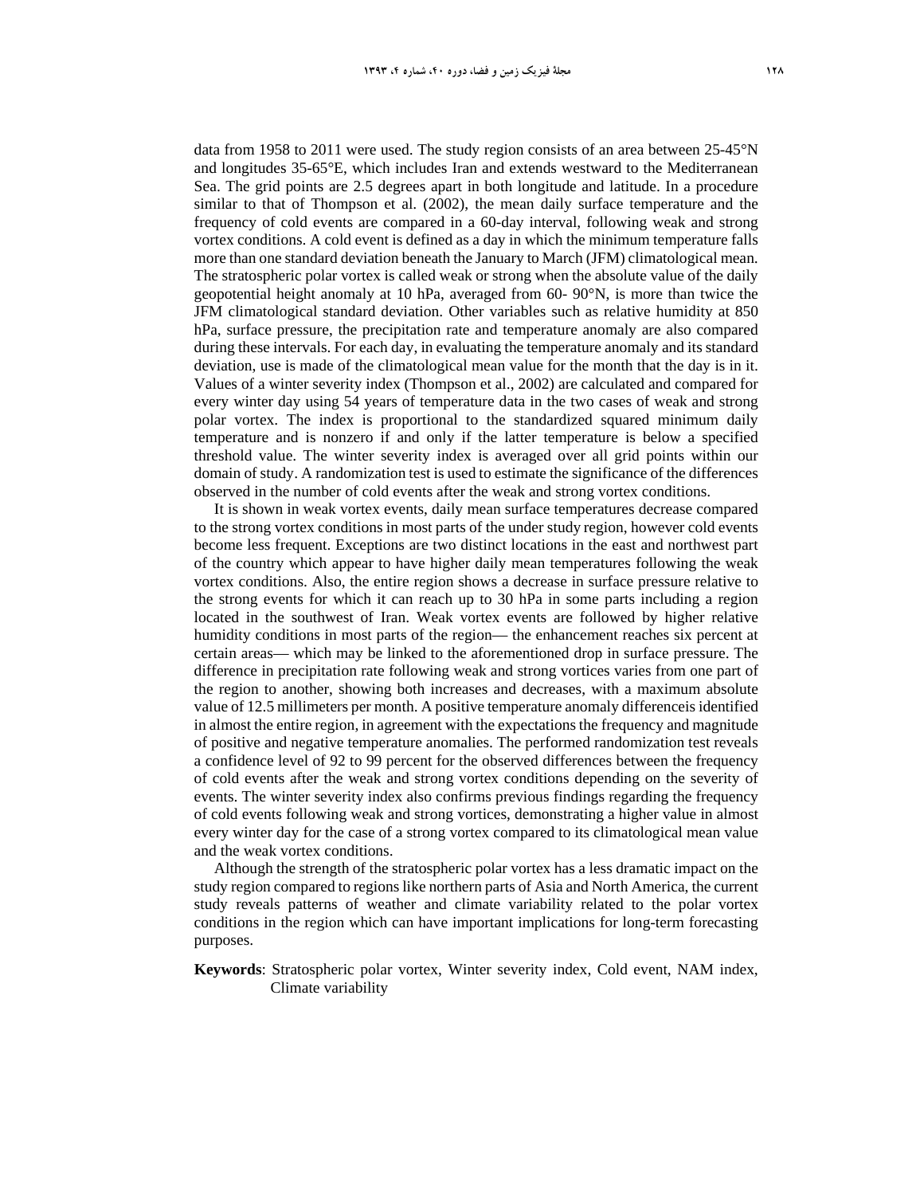data from 1958 to 2011 were used. The study region consists of an area between 25-45°N and longitudes 35-65°E, which includes Iran and extends westward to the Mediterranean Sea. The grid points are 2.5 degrees apart in both longitude and latitude. In a procedure similar to that of Thompson et al. (2002), the mean daily surface temperature and the frequency of cold events are compared in a 60-day interval, following weak and strong vortex conditions. A cold event is defined as a day in which the minimum temperature falls more than one standard deviation beneath the January to March (JFM) climatological mean. The stratospheric polar vortex is called weak or strong when the absolute value of the daily geopotential height anomaly at 10 hPa, averaged from 60- 90°N, is more than twice the JFM climatological standard deviation. Other variables such as relative humidity at 850 hPa, surface pressure, the precipitation rate and temperature anomaly are also compared during these intervals. For each day, in evaluating the temperature anomaly and its standard deviation, use is made of the climatological mean value for the month that the day is in it. Values of a winter severity index (Thompson et al., 2002) are calculated and compared for every winter day using 54 years of temperature data in the two cases of weak and strong polar vortex. The index is proportional to the standardized squared minimum daily temperature and is nonzero if and only if the latter temperature is below a specified threshold value. The winter severity index is averaged over all grid points within our domain of study. A randomization test is used to estimate the significance of the differences observed in the number of cold events after the weak and strong vortex conditions.

It is shown in weak vortex events, daily mean surface temperatures decrease compared to the strong vortex conditions in most parts of the under study region, however cold events become less frequent. Exceptions are two distinct locations in the east and northwest part of the country which appear to have higher daily mean temperatures following the weak vortex conditions. Also, the entire region shows a decrease in surface pressure relative to the strong events for which it can reach up to 30 hPa in some parts including a region located in the southwest of Iran. Weak vortex events are followed by higher relative humidity conditions in most parts of the region— the enhancement reaches six percent at certain areas— which may be linked to the aforementioned drop in surface pressure. The difference in precipitation rate following weak and strong vortices varies from one part of the region to another, showing both increases and decreases, with a maximum absolute value of 12.5 millimeters per month. A positive temperature anomaly differenceis identified in almost the entire region, in agreement with the expectations the frequency and magnitude of positive and negative temperature anomalies. The performed randomization test reveals a confidence level of 92 to 99 percent for the observed differences between the frequency of cold events after the weak and strong vortex conditions depending on the severity of events. The winter severity index also confirms previous findings regarding the frequency of cold events following weak and strong vortices, demonstrating a higher value in almost every winter day for the case of a strong vortex compared to its climatological mean value and the weak vortex conditions.

Although the strength of the stratospheric polar vortex has a less dramatic impact on the study region compared to regions like northern parts of Asia and North America, the current study reveals patterns of weather and climate variability related to the polar vortex conditions in the region which can have important implications for long-term forecasting purposes.

**Keywords**: Stratospheric polar vortex, Winter severity index, Cold event, NAM index, Climate variability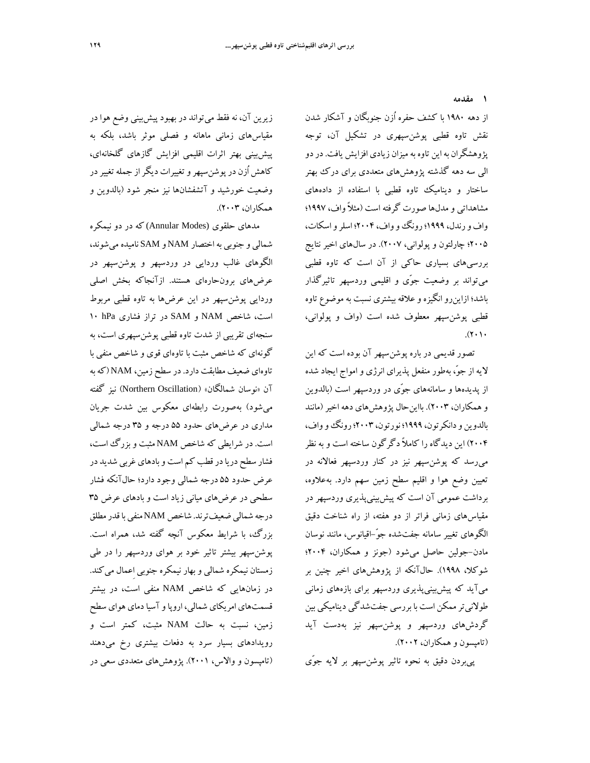## ۱ مقدمه

از دهه ۱۹۸۰ با کشف حفره اُزن جنوبگان و آشکار شدن نقش تاوه قطبی پوشن‌سپهری در تشکیل آن، توجه پژوهشگران به این تاوه به میزان زیادی افزایش یافت. در دو الی سه دهه گذشته پژوهش‌های متعددی برای درک بهتر ساختار و دینامیک تاوه قطبی با استفاده از داده‌های مشاهداتی و مدل‌ها صورت گرفته است (مثلاً واف، ۱۹۹۷؛ واف و رندل، ۱۹۹۹؛ رونگ و واف، ۲۰۰۴؛ اسلر و اسکات، ۲۰۰۵؛ چارلتون و پولوانی، ۲۰۰۷). در سال‌های اخیر نتایج بررسی‌های بسیاری حاکی از آن است که تاوه قطبی می‌تواند بر وضعیت جوّی و اقلیمی وردسپهر تاثیرگذار باشد؛ ازاین‌رو انگیزه و علاقه بیشتری نسبت به موضوع تاوه قطبی پوشن‌سپهر معطوف شده است (واف و پولوانی، ۲۰۱۰).

تصور قدیمی در باره پوشن‌سپهر آن بوده است که این لایه از جوّ، به‌طور منفعل پذیرای انرژی و امواج ایجاد شده از پدیده‌ها و سامانه‌های جوّی در وردسپهر است (بالدوین و همکاران، ۲۰۰۳). بااین‌حال پژوهش‌های دهه اخیر (مانند بالدوین و دانکرتون، ۱۹۹۹؛ نورتون، ۲۰۰۳؛ رونگ و واف، ۲۰۰۴) این دیدگاه را کاملاً دگرگون ساخته است و به نظر می‌رسد که پوشن‌سپهر نیز در کنار وردسپهر فعالانه در تعیین وضع هوا و اقلیم سطح زمین سهم دارد. به‌علاوه، برداشت عمومی آن است که پیش‌بینی‌پذیری وردسپهر در مقیاس‌های زمانی فراتر از دو هفته، از راه شناخت دقیق الگوهای تغییر سامانه جفت‌شده جوّ–اقیانوس، مانند نوسان مادن–جولین حاصل می‌شود (جونز و همکاران، ۲۰۰۴؛ شوکلا، ۱۹۹۸). حال‌آنکه از پژوهش‌های اخیر چنین بر می‌آید که پیش‌بینی‌پذیری وردسپهر برای بازه‌های زمانی طولانی‌تر ممکن است با بررسی جفت‌شدگی دینامیکی بین گردش‌های وردسپهر و پوشن‌سپهر نیز به‌دست آید (تامپسون و همکاران، ۲۰۰۲).

پی‌بردن دقیق به نحوه تاثیر پوشن‌سپهر بر لایه جوّی زیرین آن، نه فقط می‌تواند در بهبود پیش‌بینی وضع هوا در مقیاس‌های زمانی ماهانه و فصلی موثر باشد، بلکه به پیش‌بینی بهتر اثرات اقلیمی افزایش گازهای گلخانه‌ای، کاهش اُزن در پوشن‌سپهر و تغییرات دیگر از جمله تغییر در وضعیت خورشید و آتشفشان‌ها نیز منجر شود (بالدوین و همکاران، ۲۰۰۳).

مدهای حلقوی (Annular Modes) که در دو نیمکره شمالی و جنوبی به اختصار NAM و SAM نامیده می‌شوند، الگوهای غالب وردایی در وردسپهر و پوشن‌سپهر در عرض‌های برون‌حاره‌ای هستند. ازآنجاکه بخش اصلی وردایی پوشن‌سپهر در این عرض‌ها به تاوه قطبی مربوط است، شاخص NAM و SAM در تراز فشاری 10 hPa سنجه‌ای تقریبی از شدت تاوه قطبی پوشن‌سپهری است، به گونه‌ای که شاخص مثبت با تاوه‌ای قوی و شاخص منفی با تاوه‌ای ضعیف مطابقت دارد. در سطح زمین، NAM (که به آن «نوسان شمالگان» (Northern Oscillation) نیز گفته می‌شود) به‌صورت رابطه‌ای معکوس بین شدت جریان مداری در عرض‌های حدود ۵۵ درجه و ۳۵ درجه شمالی است. در شرایطی که شاخص NAM مثبت و بزرگ است، فشار سطح دریا در قطب کم است و بادهای غربی شدید در عرض حدود ۵۵ درجه شمالی وجود دارد؛ حال‌آنکه فشار سطحی در عرض‌های میانی زیاد است و بادهای عرض ۳۵ درجه شمالی ضعیف‌ترند. شاخص NAM منفی با قدر مطلق بزرگ، با شرایط معکوس آنچه گفته شد، همراه است. پوشن‌سپهر بیشتر تاثیر خود بر هوای وردسپهر را در طی زمستان نیمکره شمالی و بهار نیمکره جنوبی اِعمال می‌کند. در زمان‌هایی که شاخص NAM منفی است، در بیشتر قسمت‌های امریکای شمالی، اروپا و آسیا دمای هوای سطح زمین، نسبت به حالت NAM مثبت، کمتر است و رویدادهای بسیار سرد به دفعات بیشتری رخ می‌دهند (تامپسون و والاس، ۲۰۰۱). پژوهش‌های متعددی سعی در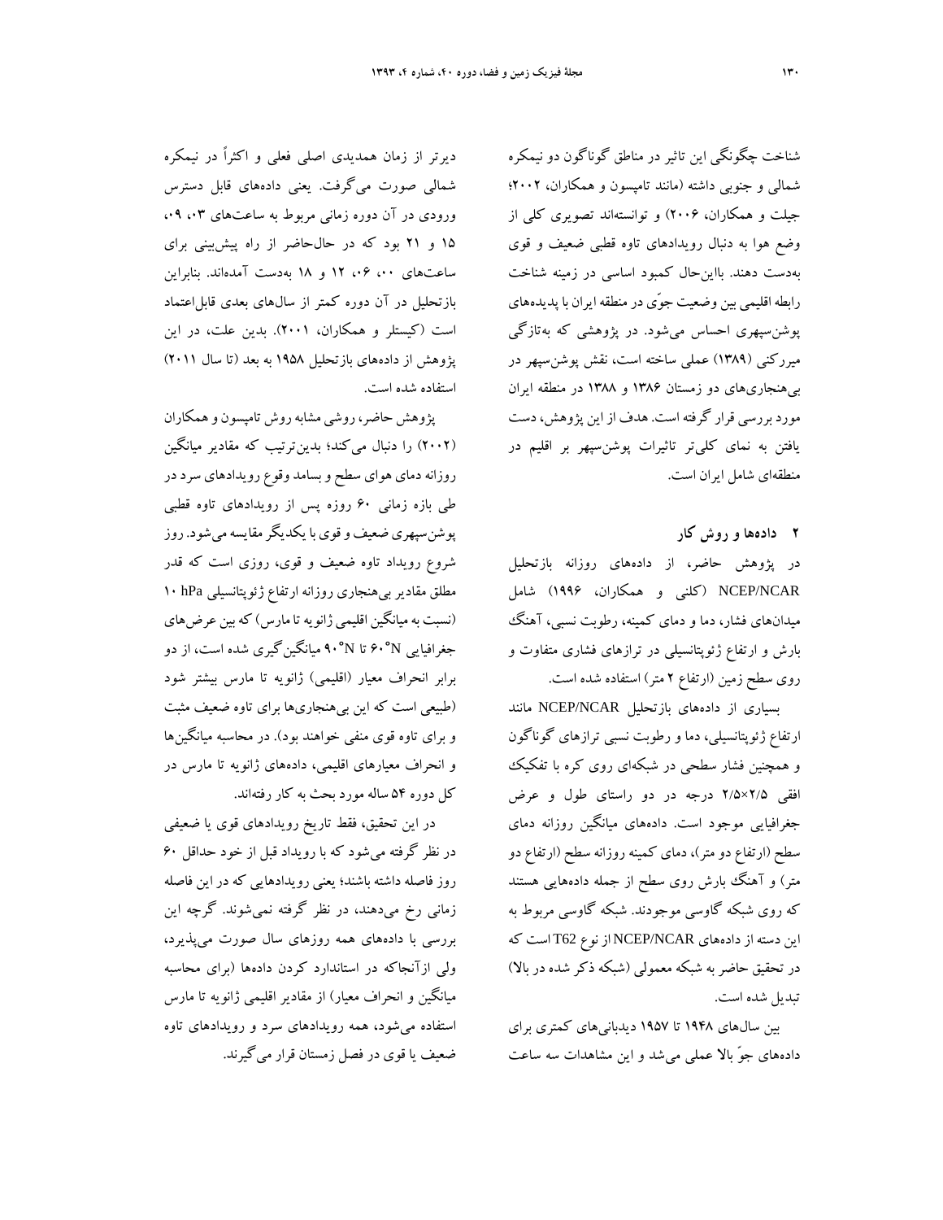شناخت چگونگی این تاثیر در مناطق گوناگون دو نیمکره شمالی و جنوبی داشته (مانند تامپسون و همکاران، ۲۰۰۲؛ جیلت و همکاران، ۲۰۰۶) و توانسته‌اند تصویری کلی از وضع هوا به دنبال رویدادهای تاوه قطبی ضعیف و قوی به‌دست دهند. بااین‌حال کمبود اساسی در زمینه شناخت رابطه اقلیمی بین وضعیت جوّی در منطقه ایران با پدیده‌های پوشن‌سپهری احساس می‌شود. در پژوهشی که به‌تازگی میرکنی (۱۳۸۹) عملی ساخته است، نقش پوشن‌سپهر در بی‌هنجاری‌های دو زمستان ۱۳۸۶ و ۱۳۸۸ در منطقه ایران مورد بررسی قرار گرفته است. هدف از این پژوهش، دست یافتن به نمای کلی‌تر تاثیرات پوشن‌سپهر بر اقلیم در منطقه‌ای شامل ایران است.

## ۲ داده‌ها و روش کار

در پژوهش حاضر، از داده‌های روزانه بازتحلیل NCEP/NCAR (کلنی و همکاران، ۱۹۹۶) شامل میدان‌های فشار، دما و دمای کمینه، رطوبت نسبی، آهنگ بارش و ارتفاع ژئوپتانسیلی در ترازهای فشاری متفاوت و روی سطح زمین (ارتفاع ۲ متر) استفاده شده است.

بسیاری از داده‌های بازتحلیل NCEP/NCAR مانند ارتفاع ژئوپتانسیلی، دما و رطوبت نسبی ترازهای گوناگون و همچنین فشار سطحی در شبکه‌ای روی کره با تفکیک افقی ۲/۵×۲/۵ درجه در دو راستای طول و عرض جغرافیایی موجود است. داده‌های میانگین روزانه دمای سطح (ارتفاع دو متر)، دمای کمینه روزانه سطح (ارتفاع دو متر) و آهنگ بارش روی سطح از جمله داده‌هایی هستند که روی شبکه گاوسی موجودند. شبکه گاوسی مربوط به این دسته از داده‌های NCEP/NCAR از نوع T62 است که در تحقیق حاضر به شبکه معمولی (شبکه ذکر شده در بالا) تبدیل شده است.

بین سال‌های ۱۹۴۸ تا ۱۹۵۷ دیدبانی‌های کمتری برای داده‌های جوّ بالا عملی می‌شد و این مشاهدات سه ساعت دیرتر از زمان همدیدی اصلی فعلی و اکثراً در نیمکره شمالی صورت می‌گرفت. یعنی داده‌های قابل دسترس ورودی در آن دوره زمانی مربوط به ساعت‌های ۰۳، ۰۹، ۱۵ و ۲۱ بود که در حال‌حاضر از راه پیش‌بینی برای ساعت‌های ۰۰، ۰۶، ۱۲ و ۱۸ به‌دست آمده‌اند. بنابراین بازتحلیل در آن دوره کمتر از سال‌های بعدی قابل‌اعتماد است (کیستلر و همکاران، ۲۰۰۱). بدین علت، در این پژوهش از داده‌های بازتحلیل ۱۹۵۸ به بعد (تا سال ۲۰۱۱) استفاده شده است.

پژوهش حاضر، روشی مشابه روش تامپسون و همکاران (۲۰۰۲) را دنبال می‌کند؛ بدین‌ترتیب که مقادیر میانگین روزانه دمای هوای سطح و بسامد وقوع رویدادهای سرد در طی بازه زمانی ۶۰ روزه پس از رویدادهای تاوه قطبی پوشن‌سپهری ضعیف و قوی با یکدیگر مقایسه می‌شود. روز شروع رویداد تاوه ضعیف و قوی، روزی است که قدر مطلق مقادیر بی‌هنجاری روزانه ارتفاع ژئوپتانسیلی ۱۰ hPa (نسبت به میانگین اقلیمی ژانویه تا مارس) که بین عرض‌های جغرافیایی ۶۰°N تا ۹۰°N میانگین‌گیری شده است، از دو برابر انحراف معیار (اقلیمی) ژانویه تا مارس بیشتر شود (طبیعی است که این بی‌هنجاری‌ها برای تاوه ضعیف مثبت و برای تاوه قوی منفی خواهند بود). در محاسبه میانگین‌ها و انحراف معیارهای اقلیمی، داده‌های ژانویه تا مارس در کل دوره ۵۴ ساله مورد بحث به کار رفته‌اند.

در این تحقیق، فقط تاریخ رویدادهای قوی یا ضعیفی در نظر گرفته می‌شود که با رویداد قبل از خود حداقل ۶۰ روز فاصله داشته باشند؛ یعنی رویدادهایی که در این فاصله زمانی رخ می‌دهند، در نظر گرفته نمی‌شوند. گرچه این بررسی با داده‌های همه روزهای سال صورت می‌پذیرد، ولی ازآنجاکه در استاندارد کردن داده‌ها (برای محاسبه میانگین و انحراف معیار) از مقادیر اقلیمی ژانویه تا مارس استفاده می‌شود، همه رویدادهای سرد و رویدادهای تاوه ضعیف یا قوی در فصل زمستان قرار می‌گیرند.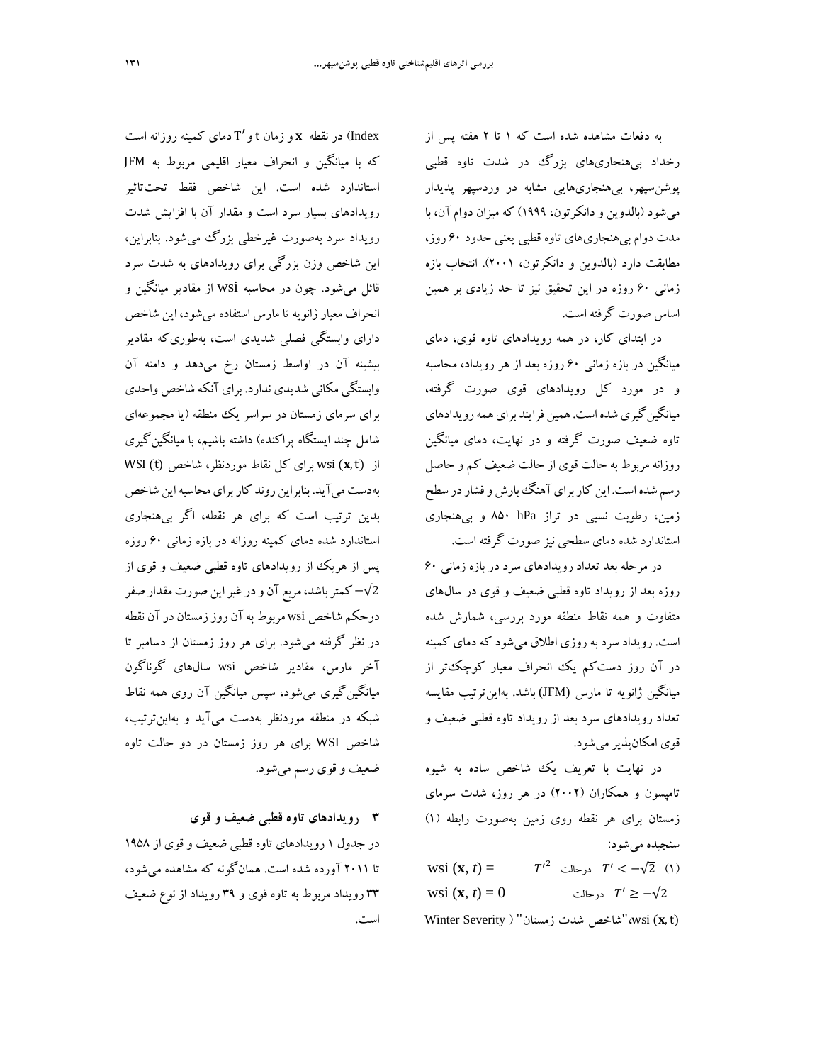به دفعات مشاهده شده است که ۱ تا ۲ هفته پس از رخداد بی‌هنجاری‌های بزرگ در شدت تاوه قطبی پوشن‌سپهر، بی‌هنجاری‌هایی مشابه در وردسپهر پدیدار می‌شود (بالدوین و دانکرتون، ۱۹۹۹) که میزان دوام آن، با مدت دوام بی‌هنجاری‌های تاوه قطبی یعنی حدود ۶۰ روز، مطابقت دارد (بالدوین و دانکرتون، ۲۰۰۱). انتخاب بازه زمانی ۶۰ روزه در این تحقیق نیز تا حد زیادی بر همین اساس صورت گرفته است.

در ابتدای کار، در همه رویدادهای تاوه قوی، دمای میانگین در بازه زمانی ۶۰ روزه بعد از هر رویداد، محاسبه و در مورد کل رویدادهای قوی صورت گرفته، میانگین‌گیری شده است. همین فرایند برای همه رویدادهای تاوه ضعیف صورت گرفته و در نهایت، دمای میانگین روزانه مربوط به حالت قوی از حالت ضعیف کم و حاصل رسم شده است. این کار برای آهنگ بارش و فشار در سطح زمین، رطوبت نسبی در تراز ۸۵۰ hPa و بی‌هنجاری استاندارد شده دمای سطحی نیز صورت گرفته است.

در مرحله بعد تعداد رویدادهای سرد در بازه زمانی ۶۰ روزه بعد از رویداد تاوه قطبی ضعیف و قوی در سال‌های متفاوت و همه نقاط منطقه مورد بررسی، شمارش شده است. رویداد سرد به روزی اطلاق می‌شود که دمای کمینه در آن روز دست‌کم یک انحراف معیار کوچک‌تر از میانگین ژانویه تا مارس (JFM) باشد. بدین‌ترتیب مقایسه تعداد رویدادهای سرد بعد از رویداد تاوه قطبی ضعیف و قوی امکان‌پذیر می‌شود.

در نهایت با تعریف یک شاخص ساده به شیوه تامپسون و همکاران (۲۰۰۲) در هر روز، شدت سرمای زمستان برای هر نقطه روی زمین به‌صورت رابطه (۱) سنجیده می‌شود:

$$\text{wsi}(\mathbf{x}, t) = T'^2 \quad \text{درحالت} \quad T' < -\sqrt{2} \qquad (1)$$

$$\text{wsi}(\mathbf{x}, t) = 0 \quad \text{درحالت} \quad T' \geq -\sqrt{2}$$

$\text{wsi}(\mathbf{x}, t)$، "شاخص شدت زمستان" (Winter Severity Index) در نقطه $\mathbf{x}$ و زمان $t$ و $T'$ دمای کمینه روزانه است که با میانگین و انحراف معیار اقلیمی مربوط به JFM استاندارد شده است. این شاخص فقط تحت‌تاثیر رویدادهای بسیار سرد است و مقدار آن با افزایش شدت رویداد سرد به‌صورت غیرخطی بزرگ می‌شود. بنابراین، این شاخص وزن بزرگی برای رویدادهای به شدت سرد قائل می‌شود. چون در محاسبه wsi از مقادیر میانگین و انحراف معیار ژانویه تا مارس استفاده می‌شود، این شاخص دارای وابستگی فصلی شدیدی است، به‌طوری‌که مقادیر بیشینه آن در اواسط زمستان رخ می‌دهد و دامنه آن وابستگی مکانی شدیدی ندارد. برای آنکه شاخص واحدی برای سرمای زمستان در سراسر یک منطقه (یا مجموعه‌ای شامل چند ایستگاه پراکنده) داشته باشیم، با میانگین‌گیری از $\text{wsi}(\mathbf{x}, t)$ برای کل نقاط موردنظر، شاخص $\text{WSI}(t)$ به‌دست می‌آید. بنابراین روند کار برای محاسبه این شاخص بدین ترتیب است که برای هر نقطه، اگر بی‌هنجاری استاندارد شده دمای کمینه روزانه در بازه زمانی ۶۰ روزه پس از هریک از رویدادهای تاوه قطبی ضعیف و قوی از $-\sqrt{2}$ کمتر باشد، مربع آن و در غیر این صورت مقدار صفر درحکم شاخص wsi مربوط به آن روز زمستان در آن نقطه در نظر گرفته می‌شود. برای هر روز زمستان از دسامبر تا آخر مارس، مقادیر شاخص wsi سال‌های گوناگون میانگین‌گیری می‌شود، سپس میانگین آن روی همه نقاط شبکه در منطقه موردنظر به‌دست می‌آید و بدین‌ترتیب، شاخص WSI برای هر روز زمستان در دو حالت تاوه ضعیف و قوی رسم می‌شود.

## ۳ رویدادهای تاوه قطبی ضعیف و قوی

در جدول ۱ رویدادهای تاوه قطبی ضعیف و قوی از ۱۹۵۸ تا ۲۰۱۱ آورده شده است. همان‌گونه که مشاهده می‌شود، ۳۳ رویداد مربوط به تاوه قوی و ۳۹ رویداد از نوع ضعیف است.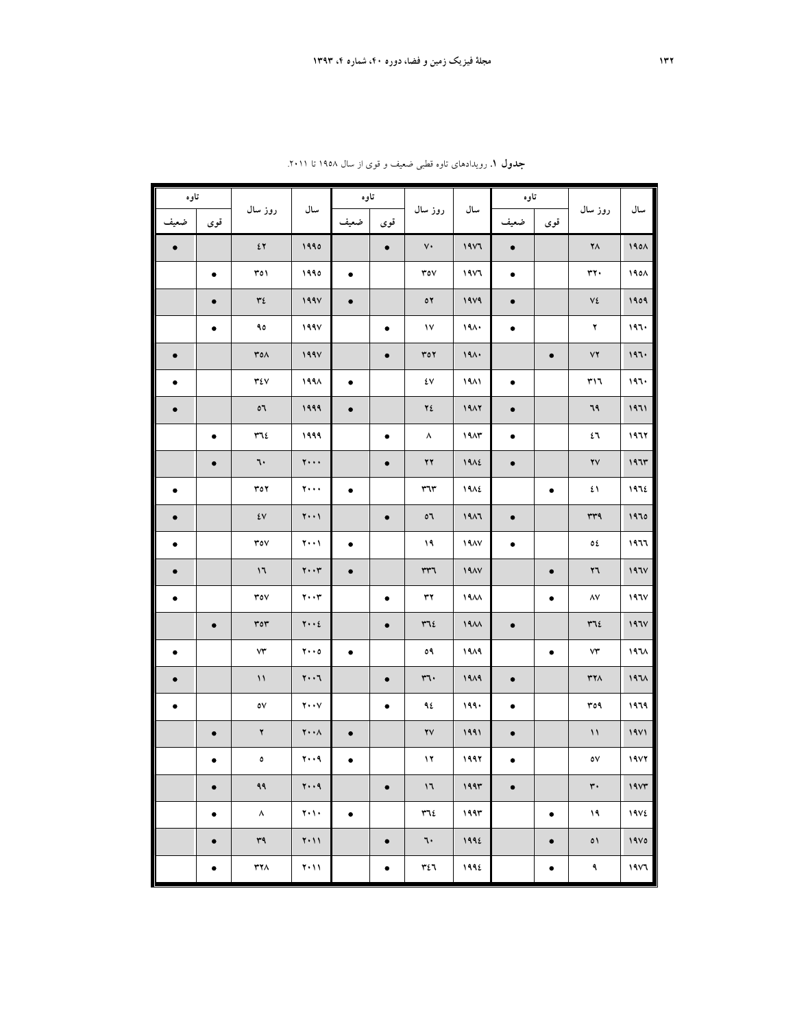**جدول ۱.** رویدادهای تاوه قطبی ضعیف و قوی از سال ۱۹۵۸ تا ۲۰۱۱.

| سال | روز سال | تاوه | | سال | روز سال | تاوه | | سال | روز سال | تاوه | |
|---|---|---|---|---|---|---|---|---|---|---|---|
| | | قوی | ضعیف | | | قوی | ضعیف | | | قوی | ضعیف |
| ۱۹۵۸ | ۲۸ | | ● | ۱۹۷٦ | ۷۰ | ● | | ۱۹۹۵ | ٤۲ | | ● |
| ۱۹۵۸ | ۳۲۰ | | ● | ۱۹۷٦ | ۳۵۷ | | ● | ۱۹۹۵ | ۳۵۱ | ● | |
| ۱۹۵۹ | ۷٤ | | ● | ۱۹۷۹ | ۵۲ | | ● | ۱۹۹۷ | ۳٤ | ● | |
| ۱۹٦۰ | ۲ | | ● | ۱۹۸۰ | ۱۷ | ● | | ۱۹۹۷ | ۹۵ | ● | |
| ۱۹٦۰ | ۷۲ | ● | | ۱۹۸۰ | ۳۵۲ | ● | | ۱۹۹۷ | ۳۵۸ | | ● |
| ۱۹٦۰ | ۳۱٦ | | ● | ۱۹۸۱ | ٤۷ | | ● | ۱۹۹۸ | ۳٤۷ | | ● |
| ۱۹٦۱ | ٦۹ | | ● | ۱۹۸۲ | ۲٤ | | ● | ۱۹۹۹ | ۵٦ | | ● |
| ۱۹٦۲ | ٤٦ | | ● | ۱۹۸۳ | ۸ | ● | | ۱۹۹۹ | ۳٦٤ | ● | |
| ۱۹٦۳ | ۲۷ | | ● | ۱۹۸٤ | ۲۲ | ● | | ۲۰۰۰ | ٦۰ | ● | |
| ۱۹٦٤ | ٤۱ | ● | | ۱۹۸٤ | ۳٦۳ | | ● | ۲۰۰۰ | ۳۵۲ | | ● |
| ۱۹٦۵ | ۳۳۹ | | ● | ۱۹۸٦ | ۵٦ | ● | | ۲۰۰۱ | ٤۷ | | ● |
| ۱۹٦٦ | ۵٤ | | ● | ۱۹۸۷ | ۱۹ | | ● | ۲۰۰۱ | ۳۵۷ | | ● |
| ۱۹٦۷ | ۲٦ | ● | | ۱۹۸۷ | ۳۳٦ | | ● | ۲۰۰۳ | ۱٦ | | ● |
| ۱۹٦۷ | ۸۷ | ● | | ۱۹۸۸ | ۳۲ | ● | | ۲۰۰۳ | ۳۵۷ | | ● |
| ۱۹٦۷ | ۳٦٤ | | ● | ۱۹۸۸ | ۳٦٤ | ● | | ۲۰۰٤ | ۳۵۳ | ● | |
| ۱۹٦۸ | ۷۳ | ● | | ۱۹۸۹ | ۵۹ | | ● | ۲۰۰۵ | ۷۳ | | ● |
| ۱۹٦۸ | ۳۲۸ | | ● | ۱۹۸۹ | ۳٦۰ | ● | | ۲۰۰٦ | ۱۱ | | ● |
| ۱۹٦۹ | ۳۵۹ | | ● | ۱۹۹۰ | ۹٤ | ● | | ۲۰۰۷ | ۵۷ | | ● |
| ۱۹۷۱ | ۱۱ | | ● | ۱۹۹۱ | ۲۷ | | ● | ۲۰۰۸ | ۲ | ● | |
| ۱۹۷۲ | ۵۷ | | ● | ۱۹۹۲ | ۱۲ | | ● | ۲۰۰۹ | ۵ | ● | |
| ۱۹۷۳ | ۳۰ | | ● | ۱۹۹۳ | ۱٦ | ● | | ۲۰۰۹ | ۹۹ | ● | |
| ۱۹۷٤ | ۱۹ | ● | | ۱۹۹۳ | ۳٦٤ | | ● | ۲۰۱۰ | ۸ | ● | |
| ۱۹۷۵ | ۵۱ | ● | | ۱۹۹٤ | ٦۰ | ● | | ۲۰۱۱ | ۳۹ | ● | |
| ۱۹۷٦ | ۹ | ● | | ۱۹۹٤ | ۳٤٦ | ● | | ۲۰۱۱ | ۳۲۸ | ● | |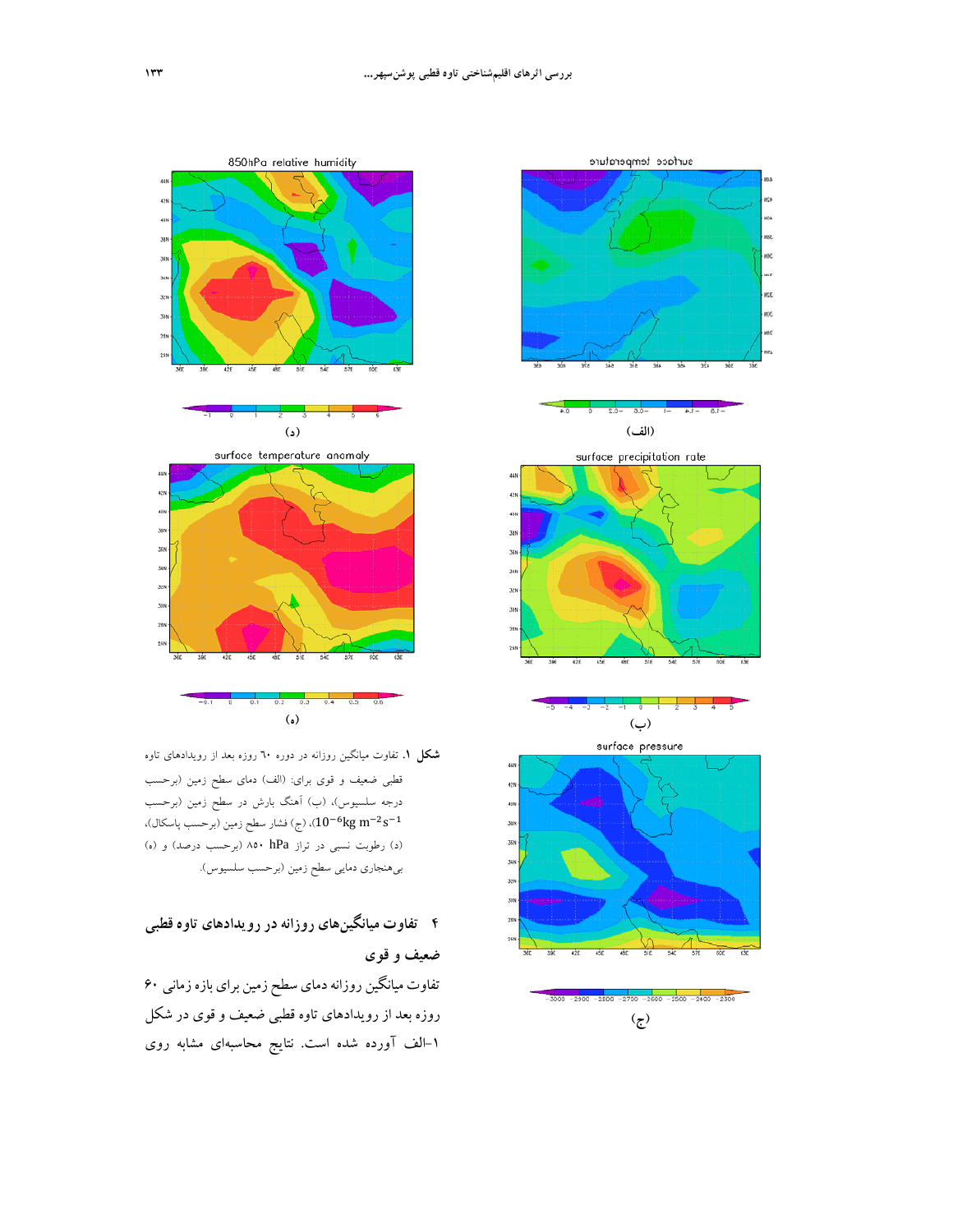**شکل ۱.** تفاوت میانگین روزانه در دوره ۶۰ روزه بعد از رویدادهای تاوه قطبی ضعیف و قوی برای: (الف) دمای سطح زمین (برحسب درجه سلسیوس)، (ب) آهنگ بارش در سطح زمین (برحسب $10^{-6}\text{kg m}^{-2}\text{s}^{-1}$)، (ج) فشار سطح زمین (برحسب پاسکال)، (د) رطوبت نسبی در تراز ۸۵۰ hPa (برحسب درصد) و (ه) بی‌هنجاری دمایی سطح زمین (برحسب سلسیوس).

## ۴ تفاوت میانگین‌های روزانه در رویدادهای تاوه قطبی ضعیف و قوی

تفاوت میانگین روزانه دمای سطح زمین برای بازه زمانی ۶۰ روزه بعد از رویدادهای تاوه قطبی ضعیف و قوی در شکل ۱-الف آورده شده است. نتایج محاسبه‌ای مشابه روی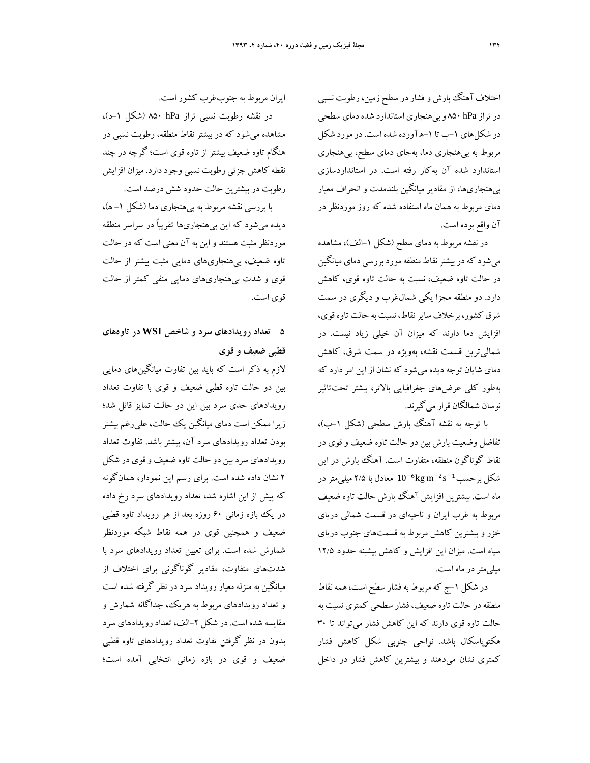اختلاف آهنگ بارش و فشار در سطح زمین، رطوبت نسبی در تراز ۸۵۰ hPa و بی‌هنجاری استاندارد شده دمای سطحی در شکل‌های ۱–ب تا ۱–ه آورده شده است. در مورد شکل مربوط به بی‌هنجاری دما، به‌جای دمای سطح، بی‌هنجاری استاندارد شده آن به‌کار رفته است. در استانداردسازی بی‌هنجاری‌ها، از مقادیر میانگین بلندمدت و انحراف معیار دمای مربوط به همان ماه استفاده شده که روز موردنظر در آن واقع بوده است.

در نقشه مربوط به دمای سطح (شکل ۱–الف)، مشاهده می‌شود که در بیشتر نقاط منطقه مورد بررسی دمای میانگین در حالت تاوه ضعیف، نسبت به حالت تاوه قوی، کاهش دارد. دو منطقه مجزا یکی شمال‌غرب و دیگری در سمت شرق کشور، برخلاف سایر نقاط، نسبت به حالت تاوه قوی، افزایش دما دارند که میزان آن خیلی زیاد نیست. در شمالی‌ترین قسمت نقشه، به‌ویژه در سمت شرق، کاهش دمای شایان توجه دیده می‌شود که نشان از این امر دارد که به‌طور کلی عرض‌های جغرافیایی بالاتر، بیشتر تحت‌تاثیر نوسان شمالگان قرار می‌گیرند.

با توجه به نقشه آهنگ بارش سطحی (شکل ۱–ب)، تفاضل وضعیت بارش بین دو حالت تاوه ضعیف و قوی در نقاط گوناگون منطقه، متفاوت است. آهنگ بارش در این شکل برحسب $10^{-6}\mathrm{kg\,m^{-2}s^{-1}}$ معادل با ۲/۵ میلی‌متر در ماه است. بیشترین افزایش آهنگ بارش حالت تاوه ضعیف مربوط به غرب ایران و ناحیه‌ای در قسمت شمالی دریای خزر و بیشترین کاهش مربوط به قسمت‌های جنوب دریای سیاه است. میزان این افزایش و کاهش بیشینه حدود ۱۲/۵ میلی‌متر در ماه است.

در شکل ۱–ج که مربوط به فشار سطح است، همه نقاط منطقه در حالت تاوه ضعیف، فشار سطحی کمتری نسبت به حالت تاوه قوی دارند که این کاهش فشار می‌تواند تا ۳۰ هکتوپاسکال باشد. نواحی جنوبی شکل کاهش فشار کمتری نشان می‌دهند و بیشترین کاهش فشار در داخل ایران مربوط به جنوب‌غرب کشور است.

در نقشه رطوبت نسبی تراز ۸۵۰ hPa (شکل ۱–د)، مشاهده می‌شود که در بیشتر نقاط منطقه، رطوبت نسبی در هنگام تاوه ضعیف بیشتر از تاوه قوی است؛ گرچه در چند نقطه کاهش جزئی رطوبت نسبی وجود دارد. میزان افزایش رطوبت در بیشترین حالت حدود شش درصد است.

با بررسی نقشه مربوط به بی‌هنجاری دما (شکل ۱– ه)، دیده می‌شود که این بی‌هنجاری‌ها تقریباً در سراسر منطقه موردنظر مثبت هستند و این به آن معنی است که در حالت تاوه ضعیف، بی‌هنجاری‌های دمایی مثبت بیشتر از حالت قوی و شدت بی‌هنجاری‌های دمایی منفی کمتر از حالت قوی است.

## ۵ تعداد رویدادهای سرد و شاخص WSI در تاوه‌های قطبی ضعیف و قوی

لازم به ذکر است که باید بین تفاوت میانگین‌های دمایی بین دو حالت تاوه قطبی ضعیف و قوی با تفاوت تعداد رویدادهای حدی سرد بین این دو حالت تمایز قائل شد؛ زیرا ممکن است دمای میانگین یک حالت، علی‌رغم بیشتر بودن تعداد رویدادهای سرد آن، بیشتر باشد. تفاوت تعداد رویدادهای سرد بین دو حالت تاوه ضعیف و قوی در شکل ۲ نشان داده شده است. برای رسم این نمودار، همان‌گونه که پیش از این اشاره شد، تعداد رویدادهای سرد رخ داده در یک بازه زمانی ۶۰ روزه بعد از هر رویداد تاوه قطبی ضعیف و همچنین قوی در همه نقاط شبکه موردنظر شمارش شده است. برای تعیین تعداد رویدادهای سرد با شدت‌های متفاوت، مقادیر گوناگونی برای اختلاف از میانگین به منزله معیار رویداد سرد در نظر گرفته شده است و تعداد رویدادهای مربوط به هریک، جداگانه شمارش و مقایسه شده است. در شکل ۲–الف، تعداد رویدادهای سرد بدون در نظر گرفتن تفاوت تعداد رویدادهای تاوه قطبی ضعیف و قوی در بازه زمانی انتخابی آمده است؛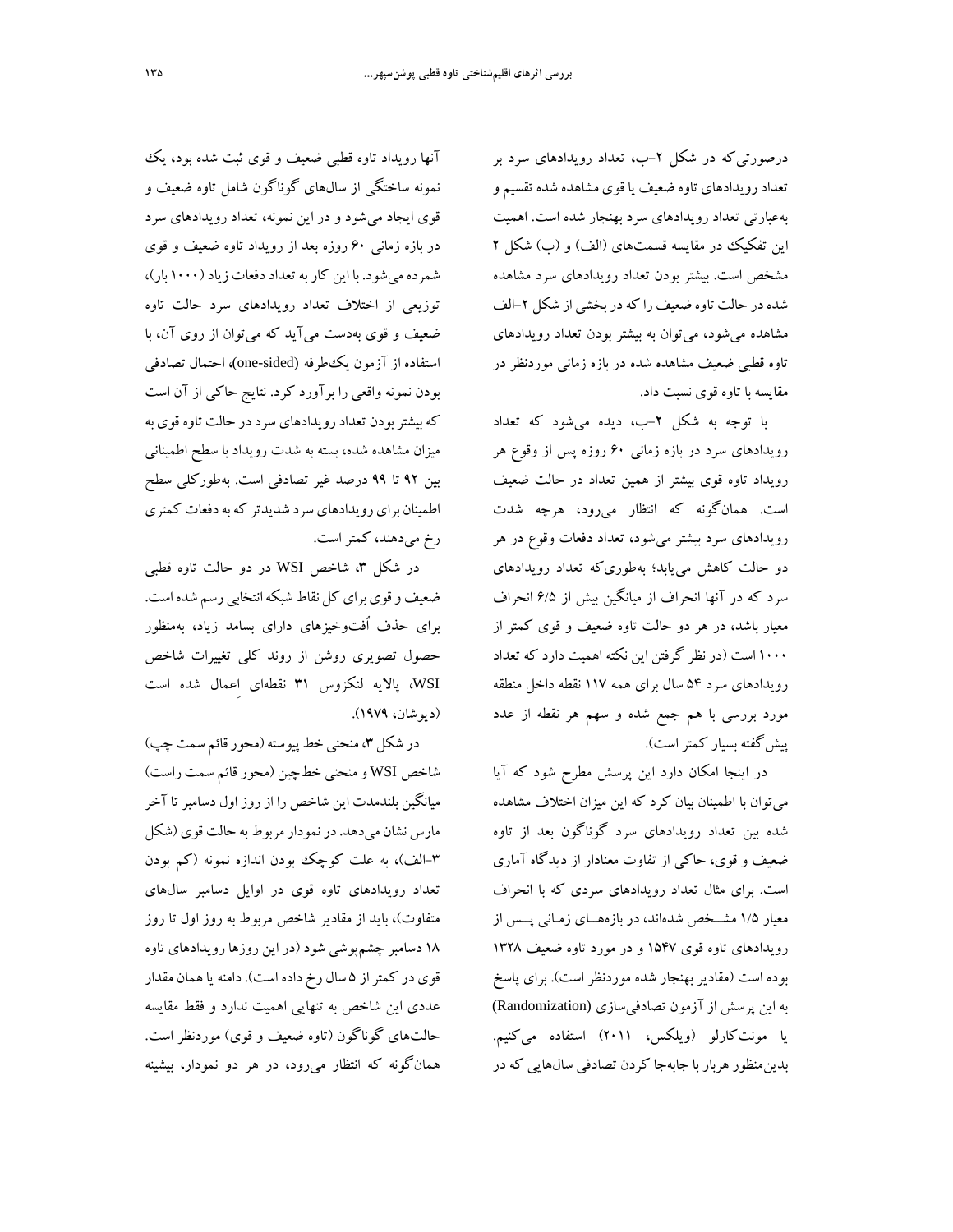درصورتی‌که در شکل ۲-ب، تعداد رویدادهای سرد بر تعداد رویدادهای تاوه ضعیف یا قوی مشاهده شده تقسیم و به‌عبارتی تعداد رویدادهای سرد بهنجار شده است. اهمیت این تفکیک در مقایسه قسمت‌های (الف) و (ب) شکل ۲ مشخص است. بیشتر بودن تعداد رویدادهای سرد مشاهده شده در حالت تاوه ضعیف را که در بخشی از شکل ۲-الف مشاهده می‌شود، می‌توان به بیشتر بودن تعداد رویدادهای تاوه قطبی ضعیف مشاهده شده در بازه زمانی موردنظر در مقایسه با تاوه قوی نسبت داد.

با توجه به شکل ۲-ب، دیده می‌شود که تعداد رویدادهای سرد در بازه زمانی ۶۰ روزه پس از وقوع هر رویداد تاوه قوی بیشتر از همین تعداد در حالت ضعیف است. همان‌گونه که انتظار می‌رود، هرچه شدت رویدادهای سرد بیشتر می‌شود، تعداد دفعات وقوع در هر دو حالت کاهش می‌یابد؛ به‌طوری‌که تعداد رویدادهای سرد که در آنها انحراف از میانگین بیش از ۶/۵ انحراف معیار باشد، در هر دو حالت تاوه ضعیف و قوی کمتر از ۱۰۰۰ است (در نظر گرفتن این نکته اهمیت دارد که تعداد رویدادهای سرد ۵۴ سال برای همه ۱۱۷ نقطه داخل منطقه مورد بررسی با هم جمع شده و سهم هر نقطه از عدد پیش‌گفته بسیار کمتر است).

در اینجا امکان دارد این پرسش مطرح شود که آیا می‌توان با اطمینان بیان کرد که این میزان اختلاف مشاهده شده بین تعداد رویدادهای سرد گوناگون بعد از تاوه ضعیف و قوی، حاکی از تفاوت معنادار از دیدگاه آماری است. برای مثال تعداد رویدادهای سردی که با انحراف معیار ۱/۵ مشخص شده‌اند، در بازه‌های زمانی پس از رویدادهای تاوه قوی ۱۵۴۷ و در مورد تاوه ضعیف ۱۳۲۸ بوده است (مقادیر بهنجار شده موردنظر است). برای پاسخ به این پرسش از آزمون تصادفی‌سازی (Randomization) یا مونت‌کارلو (ویلکس، ۲۰۱۱) استفاده می‌کنیم. بدین‌منظور هربار با جابه‌جا کردن تصادفی سال‌هایی که در آنها رویداد تاوه قطبی ضعیف و قوی ثبت شده بود، یک نمونه ساختگی از سال‌های گوناگون شامل تاوه ضعیف و قوی ایجاد می‌شود و در این نمونه، تعداد رویدادهای سرد در بازه زمانی ۶۰ روزه بعد از رویداد تاوه ضعیف و قوی شمرده می‌شود. با این کار به تعداد دفعات زیاد (۱۰۰۰ بار)، توزیعی از اختلاف تعداد رویدادهای سرد حالت تاوه ضعیف و قوی به‌دست می‌آید که می‌توان از روی آن، با استفاده از آزمون یک‌طرفه (one-sided)، احتمال تصادفی بودن نمونه واقعی را برآورد کرد. نتایج حاکی از آن است که بیشتر بودن تعداد رویدادهای سرد در حالت تاوه قوی به میزان مشاهده شده، بسته به شدت رویداد با سطح اطمینانی بین ۹۲ تا ۹۹ درصد غیر تصادفی است. به‌طورکلی سطح اطمینان برای رویدادهای سرد شدیدتر که به دفعات کمتری رخ می‌دهند، کمتر است.

در شکل ۳، شاخص WSI در دو حالت تاوه قطبی ضعیف و قوی برای کل نقاط شبکه انتخابی رسم شده است. برای حذف اُفت‌وخیزهای دارای بسامد زیاد، به‌منظور حصول تصویری روشن از روند کلی تغییرات شاخص WSI، پالایه لنکزوس ۳۱ نقطه‌ای اِعمال شده است (دیوشان، ۱۹۷۹).

در شکل ۳، منحنی خط پیوسته (محور قائم سمت چپ) شاخص WSI و منحنی خط‌چین (محور قائم سمت راست) میانگین بلندمدت این شاخص را از روز اول دسامبر تا آخر مارس نشان می‌دهد. در نمودار مربوط به حالت قوی (شکل ۳-الف)، به علت کوچک بودن اندازه نمونه (کم بودن تعداد رویدادهای تاوه قوی در اوایل دسامبر سال‌های متفاوت)، باید از مقادیر شاخص مربوط به روز اول تا روز ۱۸ دسامبر چشم‌پوشی شود (در این روزها رویدادهای تاوه قوی در کمتر از ۵ سال رخ داده است). دامنه یا همان مقدار عددی این شاخص به تنهایی اهمیت ندارد و فقط مقایسه حالت‌های گوناگون (تاوه ضعیف و قوی) موردنظر است. همان‌گونه که انتظار می‌رود، در هر دو نمودار، بیشینه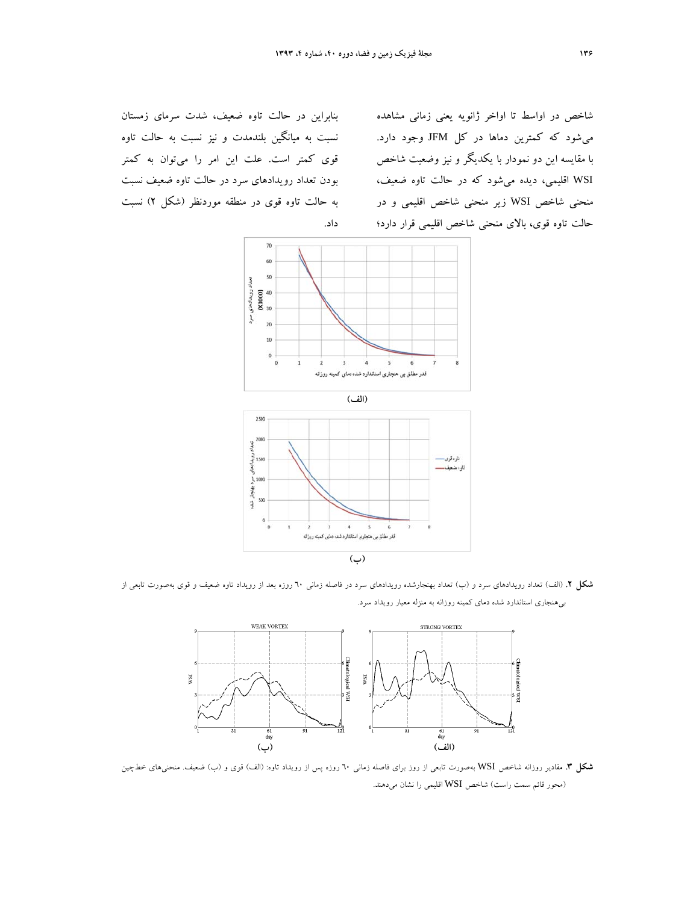شاخص در اواسط تا اواخر ژانویه یعنی زمانی مشاهده می‌شود که کمترین دماها در کل JFM وجود دارد. با مقایسه این دو نمودار با یکدیگر و نیز وضعیت شاخص WSI اقلیمی، دیده می‌شود که در حالت تاوه ضعیف، منحنی شاخص WSI زیر منحنی شاخص اقلیمی و در حالت تاوه قوی، بالای منحنی شاخص اقلیمی قرار دارد؛ بنابراین در حالت تاوه ضعیف، شدت سرمای زمستان نسبت به میانگین بلندمدت و نیز نسبت به حالت تاوه قوی کمتر است. علت این امر را می‌توان به کمتر بودن تعداد رویدادهای سرد در حالت تاوه ضعیف نسبت به حالت تاوه قوی در منطقه موردنظر (شکل ۲) نسبت داد.

**شکل ۲.** (الف) تعداد رویدادهای سرد و (ب) تعداد بهنجارشده رویدادهای سرد در فاصله زمانی ۶۰ روزه بعد از رویداد تاوه ضعیف و قوی به‌صورت تابعی از بی‌هنجاری استاندارد شده دمای کمینه روزانه به منزله معیار رویداد سرد.

**شکل ۳.** مقادیر روزانه شاخص WSI به‌صورت تابعی از روز برای فاصله زمانی ۶۰ روزه پس از رویداد تاوه: (الف) قوی و (ب) ضعیف. منحنی‌های خط‌چین (محور قائم سمت راست) شاخص WSI اقلیمی را نشان می‌دهند.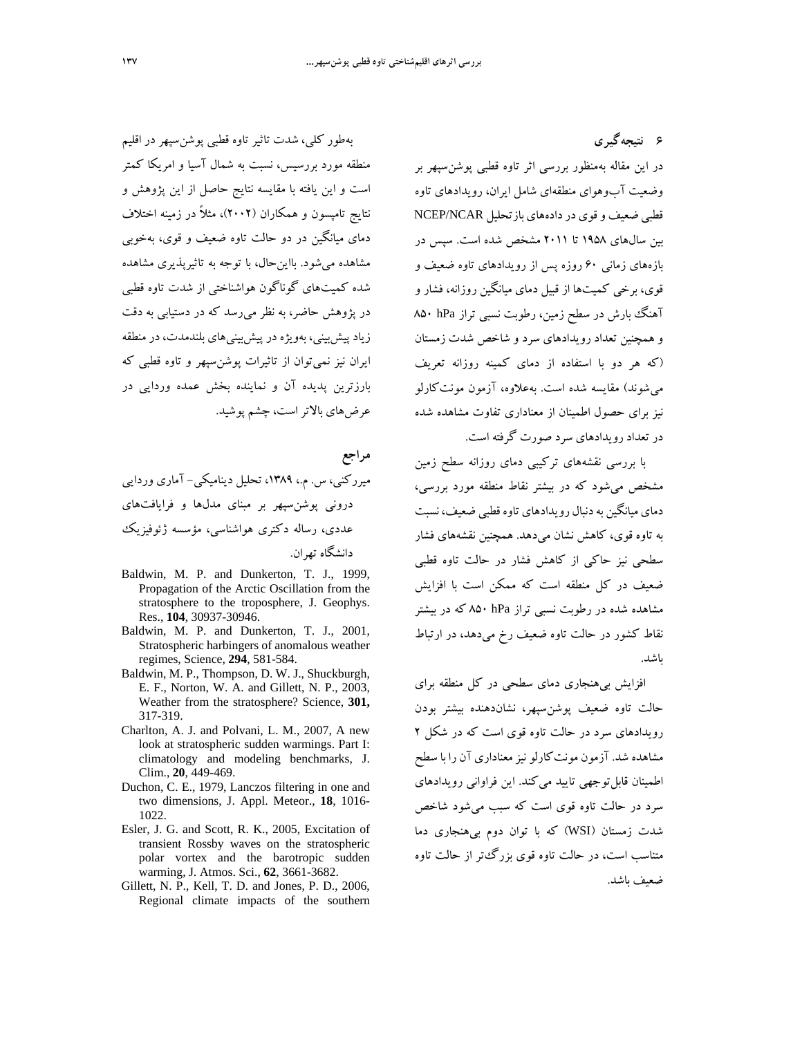## ۶ نتیجه‌گیری

در این مقاله به‌منظور بررسی اثر تاوه قطبی پوشن‌سپهر بر وضعیت آب‌وهوای منطقه‌ای شامل ایران، رویدادهای تاوه قطبی ضعیف و قوی در داده‌های بازتحلیل NCEP/NCAR بین سال‌های ۱۹۵۸ تا ۲۰۱۱ مشخص شده است. سپس در بازه‌های زمانی ۶۰ روزه پس از رویدادهای تاوه ضعیف و قوی، برخی کمیت‌ها از قبیل دمای میانگین روزانه، فشار و آهنگ بارش در سطح زمین، رطوبت نسبی تراز ۸۵۰ hPa و همچنین تعداد رویدادهای سرد و شاخص شدت زمستان (که هر دو با استفاده از دمای کمینه روزانه تعریف می‌شوند) مقایسه شده است. به‌علاوه، آزمون مونت‌کارلو نیز برای حصول اطمینان از معناداری تفاوت مشاهده شده در تعداد رویدادهای سرد صورت گرفته است.

با بررسی نقشه‌های ترکیبی دمای روزانه سطح زمین مشخص می‌شود که در بیشتر نقاط منطقه مورد بررسی، دمای میانگین به دنبال رویدادهای تاوه قطبی ضعیف، نسبت به تاوه قوی، کاهش نشان می‌دهد. همچنین نقشه‌های فشار سطحی نیز حاکی از کاهش فشار در حالت تاوه قطبی ضعیف در کل منطقه است که ممکن است با افزایش مشاهده شده در رطوبت نسبی تراز ۸۵۰ hPa که در بیشتر نقاط کشور در حالت تاوه ضعیف رخ می‌دهد، در ارتباط باشد.

افزایش بی‌هنجاری دمای سطحی در کل منطقه برای حالت تاوه ضعیف پوشن‌سپهر، نشان‌دهنده بیشتر بودن رویدادهای سرد در حالت تاوه قوی است که در شکل ۲ مشاهده شد. آزمون مونت‌کارلو نیز معناداری آن را با سطح اطمینان قابل‌توجهی تایید می‌کند. این فراوانی رویدادهای سرد در حالت تاوه قوی است که سبب می‌شود شاخص شدت زمستان (WSI) که با توان دوم بی‌هنجاری دما متناسب است، در حالت تاوه قوی بزرگ‌تر از حالت تاوه ضعیف باشد.

به‌طور کلی، شدت تاثیر تاوه قطبی پوشن‌سپهر در اقلیم منطقه مورد بررسیس، نسبت به شمال آسیا و امریکا کمتر است و این یافته با مقایسه نتایج حاصل از این پژوهش و نتایج تامپسون و همکاران (۲۰۰۲)، مثلاً در زمینه اختلاف دمای میانگین در دو حالت تاوه ضعیف و قوی، به‌خوبی مشاهده می‌شود. بااین‌حال، با توجه به تاثیرپذیری مشاهده شده کمیت‌های گوناگون هواشناختی از شدت تاوه قطبی در پژوهش حاضر، به نظر می‌رسد که در دستیابی به دقت زیاد پیش‌بینی، به‌ویژه در پیش‌بینی‌های بلندمدت، در منطقه ایران نیز نمی‌توان از تاثیرات پوشن‌سپهر و تاوه قطبی که بارزترین پدیده آن و نماینده بخش عمده وردایی در عرض‌های بالاتر است، چشم پوشید.

## مراجع

میرکنی، س. م.، ۱۳۸۹، تحلیل دینامیکی- آماری وردایی درونی پوشن‌سپهر بر مبنای مدل‌ها و فرایافت‌های عددی، رساله دکتری هواشناسی، مؤسسه ژئوفیزیک دانشگاه تهران.

Baldwin, M. P. and Dunkerton, T. J., 1999, Propagation of the Arctic Oscillation from the stratosphere to the troposphere, J. Geophys. Res., **104**, 30937-30946.

Baldwin, M. P. and Dunkerton, T. J., 2001, Stratospheric harbingers of anomalous weather regimes, Science, **294**, 581-584.

Baldwin, M. P., Thompson, D. W. J., Shuckburgh, E. F., Norton, W. A. and Gillett, N. P., 2003, Weather from the stratosphere? Science, **301,** 317-319.

Charlton, A. J. and Polvani, L. M., 2007, A new look at stratospheric sudden warmings. Part I: climatology and modeling benchmarks, J. Clim., **20**, 449-469.

Duchon, C. E., 1979, Lanczos filtering in one and two dimensions, J. Appl. Meteor., **18**, 1016-1022.

Esler, J. G. and Scott, R. K., 2005, Excitation of transient Rossby waves on the stratospheric polar vortex and the barotropic sudden warming, J. Atmos. Sci., **62**, 3661-3682.

Gillett, N. P., Kell, T. D. and Jones, P. D., 2006, Regional climate impacts of the southern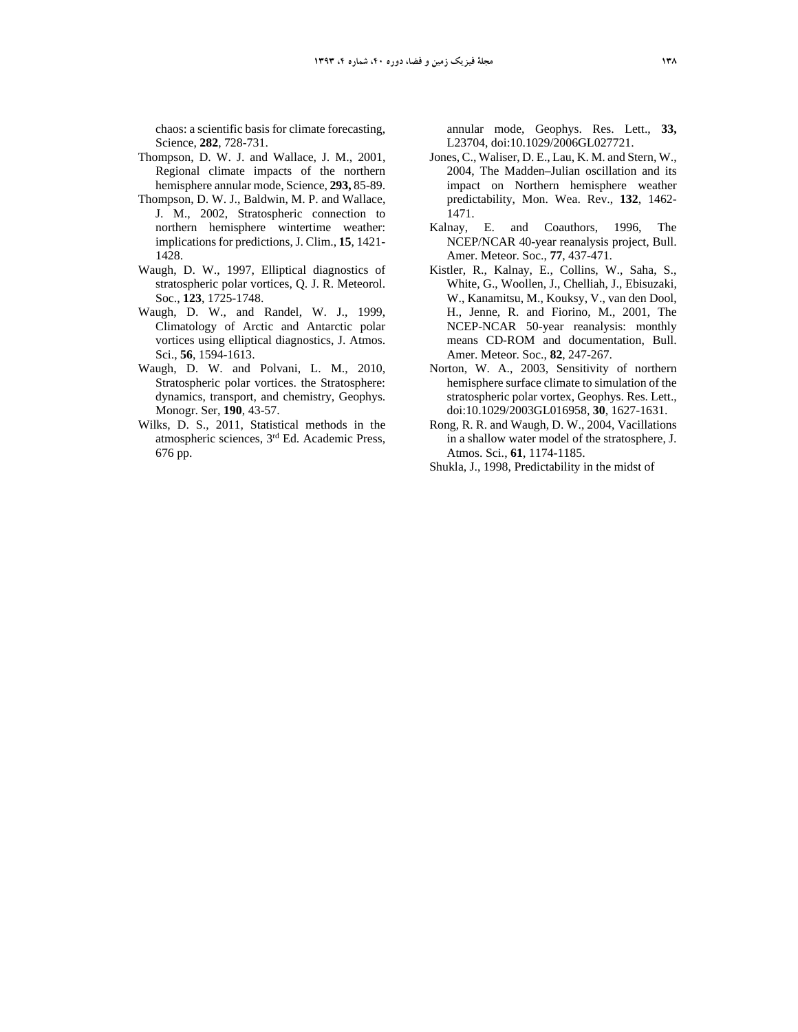annular mode, Geophys. Res. Lett., **33,** L23704, doi:10.1029/2006GL027721.

Jones, C., Waliser, D. E., Lau, K. M. and Stern, W., 2004, The Madden–Julian oscillation and its impact on Northern hemisphere weather predictability, Mon. Wea. Rev., **132**, 1462-1471.

Kalnay, E. and Coauthors, 1996, The NCEP/NCAR 40-year reanalysis project, Bull. Amer. Meteor. Soc., **77**, 437-471.

Kistler, R., Kalnay, E., Collins, W., Saha, S., White, G., Woollen, J., Chelliah, J., Ebisuzaki, W., Kanamitsu, M., Kouksy, V., van den Dool, H., Jenne, R. and Fiorino, M., 2001, The NCEP-NCAR 50-year reanalysis: monthly means CD-ROM and documentation, Bull. Amer. Meteor. Soc., **82**, 247-267.

Norton, W. A., 2003, Sensitivity of northern hemisphere surface climate to simulation of the stratospheric polar vortex, Geophys. Res. Lett., doi:10.1029/2003GL016958, **30**, 1627-1631.

Rong, R. R. and Waugh, D. W., 2004, Vacillations in a shallow water model of the stratosphere, J. Atmos. Sci., **61**, 1174-1185.

Shukla, J., 1998, Predictability in the midst of chaos: a scientific basis for climate forecasting, Science, **282**, 728-731.

Thompson, D. W. J. and Wallace, J. M., 2001, Regional climate impacts of the northern hemisphere annular mode, Science, **293,** 85-89.

Thompson, D. W. J., Baldwin, M. P. and Wallace, J. M., 2002, Stratospheric connection to northern hemisphere wintertime weather: implications for predictions, J. Clim., **15**, 1421-1428.

Waugh, D. W., 1997, Elliptical diagnostics of stratospheric polar vortices, Q. J. R. Meteorol. Soc., **123**, 1725-1748.

Waugh, D. W., and Randel, W. J., 1999, Climatology of Arctic and Antarctic polar vortices using elliptical diagnostics, J. Atmos. Sci., **56**, 1594-1613.

Waugh, D. W. and Polvani, L. M., 2010, Stratospheric polar vortices. the Stratosphere: dynamics, transport, and chemistry, Geophys. Monogr. Ser, **190**, 43-57.

Wilks, D. S., 2011, Statistical methods in the atmospheric sciences, 3rd Ed. Academic Press, 676 pp.